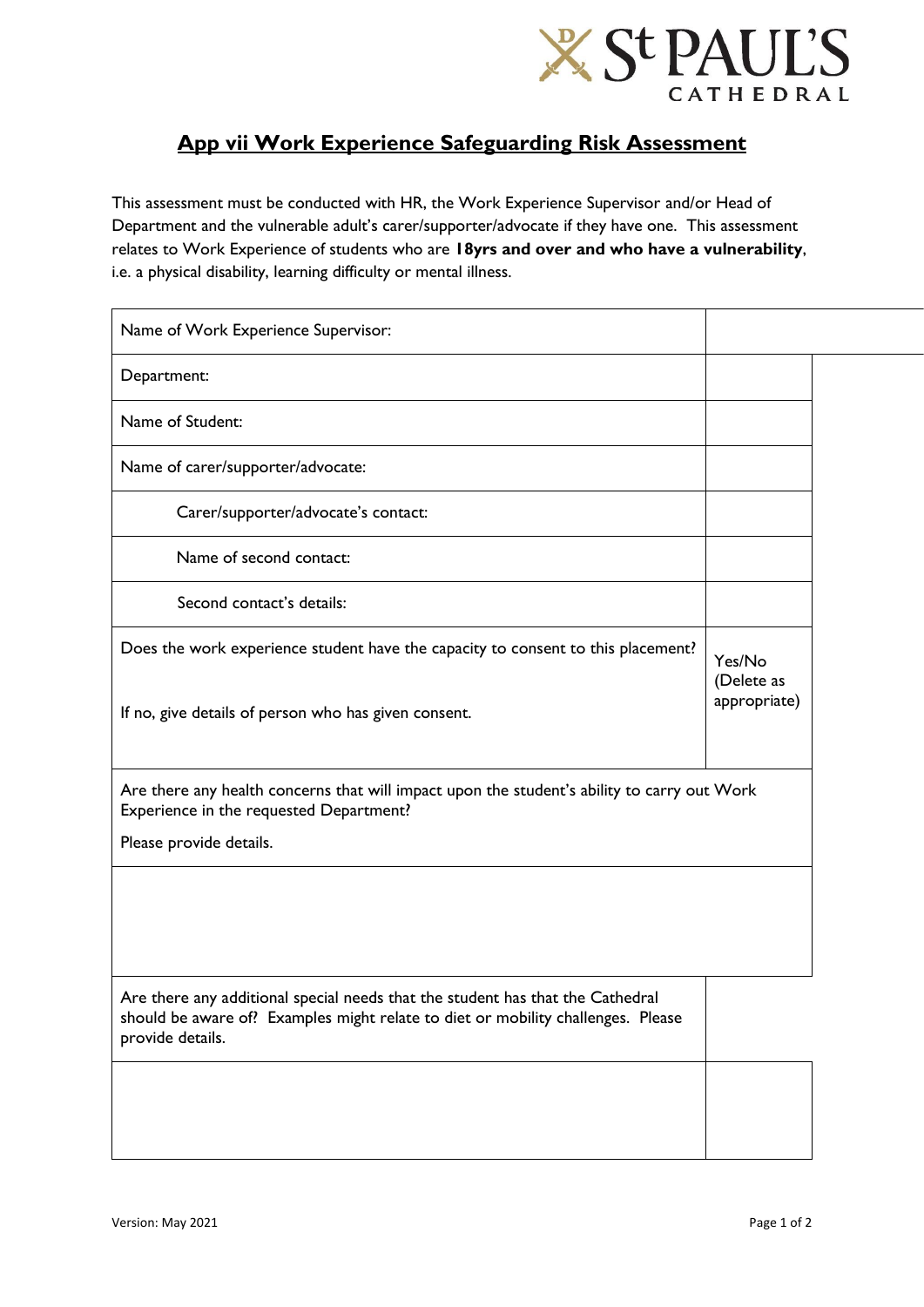## App vii Work Experience Safeguarding Risk Assessment

This assessment must be conducted with HR, the Work Experience Supervisor and/or Head of Department and the vulnerable adult's carer/supporter/advocate if they have one. This assessment relates to Work Experience of students who are **18yrs and over and who have a vulnerability**, i.e. a physical disability, learning difficulty or mental illness.

| | |
|---|---|
| Name of Work Experience Supervisor: | |
| Department: | |
| Name of Student: | |
| Name of carer/supporter/advocate: | |
| Carer/supporter/advocate's contact: | |
| Name of second contact: | |
| Second contact's details: | |
| Does the work experience student have the capacity to consent to this placement?<br><br>If no, give details of person who has given consent. | Yes/No (Delete as appropriate) |
| Are there any health concerns that will impact upon the student's ability to carry out Work Experience in the requested Department?<br><br>Please provide details. | |
| | |
| Are there any additional special needs that the student has that the Cathedral should be aware of? Examples might relate to diet or mobility challenges. Please provide details. | |
| | |

Version: May 2021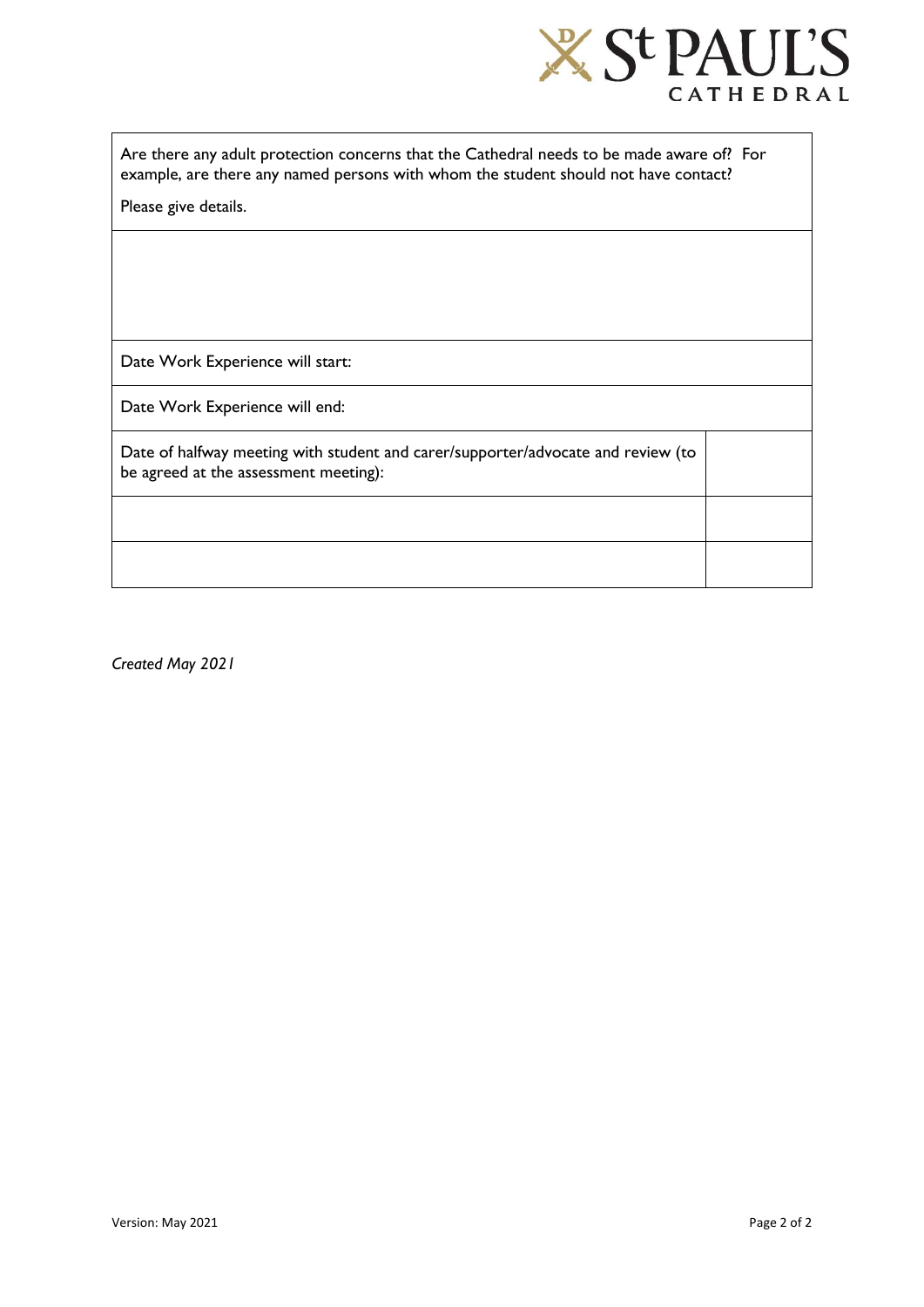| | |
|---|---|
| Are there any adult protection concerns that the Cathedral needs to be made aware of? For example, are there any named persons with whom the student should not have contact?<br><br>Please give details. | |
| | |
| Date Work Experience will start: | |
| Date Work Experience will end: | |
| Date of halfway meeting with student and carer/supporter/advocate and review (to be agreed at the assessment meeting): | |
| | |
| | |

*Created May 2021*